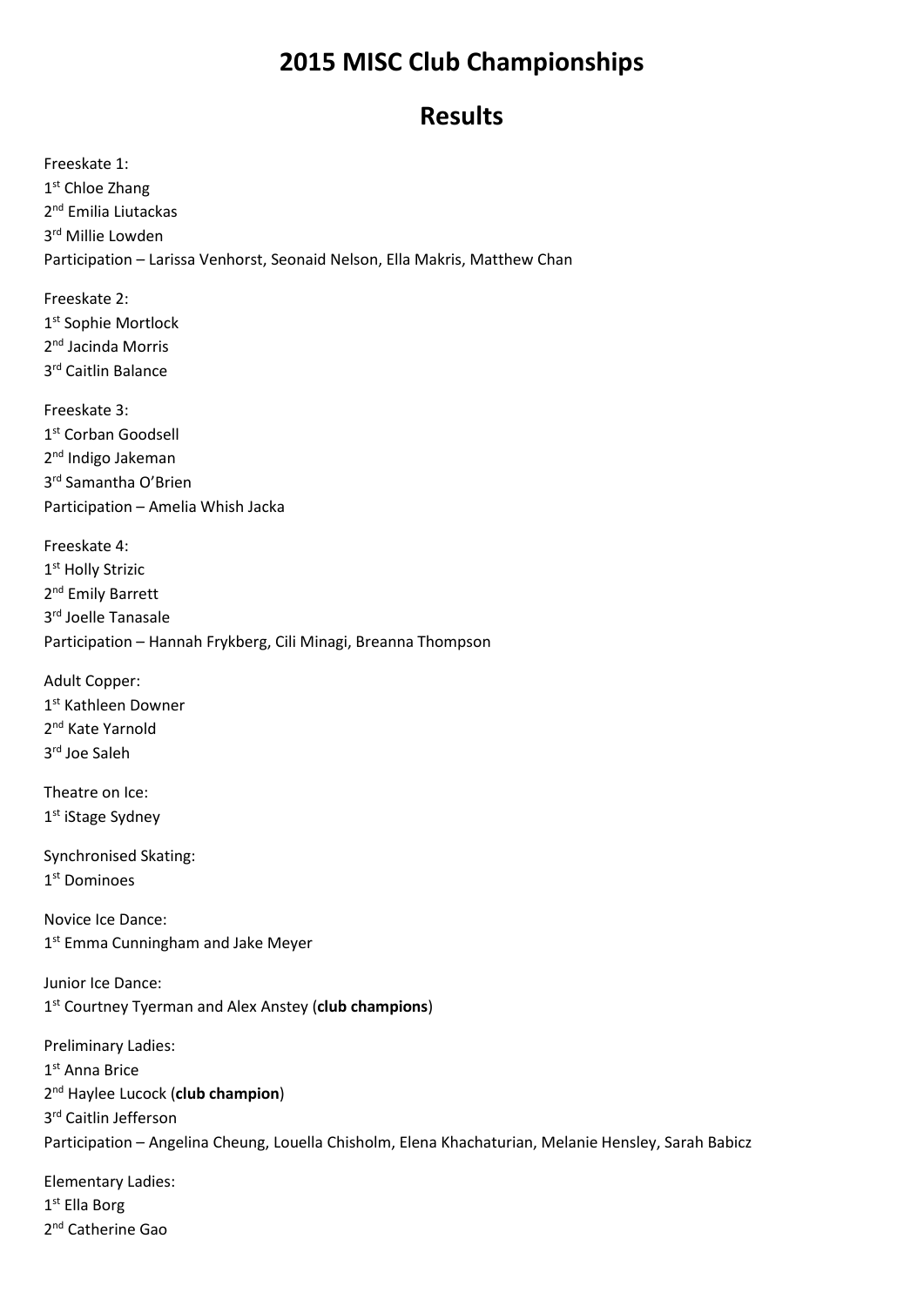# 2015 MISC Club Championships

# Results

Freeskate 1:
1st Chloe Zhang
2nd Emilia Liutackas
3rd Millie Lowden
Participation – Larissa Venhorst, Seonaid Nelson, Ella Makris, Matthew Chan

Freeskate 2:
1st Sophie Mortlock
2nd Jacinda Morris
3rd Caitlin Balance

Freeskate 3:
1st Corban Goodsell
2nd Indigo Jakeman
3rd Samantha O'Brien
Participation – Amelia Whish Jacka

Freeskate 4:
1st Holly Strizic
2nd Emily Barrett
3rd Joelle Tanasale
Participation – Hannah Frykberg, Cili Minagi, Breanna Thompson

Adult Copper:
1st Kathleen Downer
2nd Kate Yarnold
3rd Joe Saleh

Theatre on Ice:
1st iStage Sydney

Synchronised Skating:
1st Dominoes

Novice Ice Dance:
1st Emma Cunningham and Jake Meyer

Junior Ice Dance:
1st Courtney Tyerman and Alex Anstey (**club champions**)

Preliminary Ladies:
1st Anna Brice
2nd Haylee Lucock (**club champion**)
3rd Caitlin Jefferson
Participation – Angelina Cheung, Louella Chisholm, Elena Khachaturian, Melanie Hensley, Sarah Babicz

Elementary Ladies:
1st Ella Borg
2nd Catherine Gao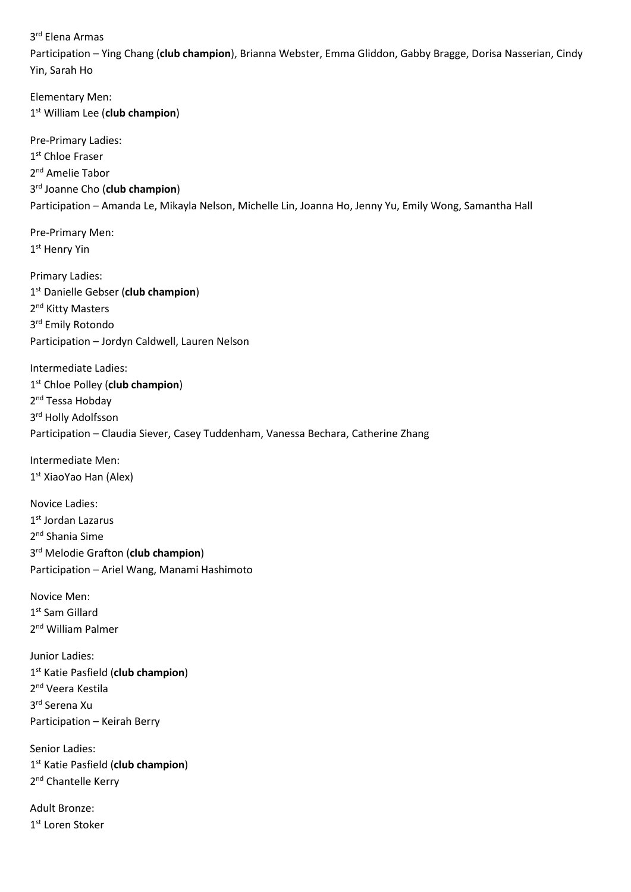3rd Elena Armas
Participation – Ying Chang (**club champion**), Brianna Webster, Emma Gliddon, Gabby Bragge, Dorisa Nasserian, Cindy Yin, Sarah Ho

Elementary Men:
1st William Lee (**club champion**)

Pre-Primary Ladies:
1st Chloe Fraser
2nd Amelie Tabor
3rd Joanne Cho (**club champion**)
Participation – Amanda Le, Mikayla Nelson, Michelle Lin, Joanna Ho, Jenny Yu, Emily Wong, Samantha Hall

Pre-Primary Men:
1st Henry Yin

Primary Ladies:
1st Danielle Gebser (**club champion**)
2nd Kitty Masters
3rd Emily Rotondo
Participation – Jordyn Caldwell, Lauren Nelson

Intermediate Ladies:
1st Chloe Polley (**club champion**)
2nd Tessa Hobday
3rd Holly Adolfsson
Participation – Claudia Siever, Casey Tuddenham, Vanessa Bechara, Catherine Zhang

Intermediate Men:
1st XiaoYao Han (Alex)

Novice Ladies:
1st Jordan Lazarus
2nd Shania Sime
3rd Melodie Grafton (**club champion**)
Participation – Ariel Wang, Manami Hashimoto

Novice Men:
1st Sam Gillard
2nd William Palmer

Junior Ladies:
1st Katie Pasfield (**club champion**)
2nd Veera Kestila
3rd Serena Xu
Participation – Keirah Berry

Senior Ladies:
1st Katie Pasfield (**club champion**)
2nd Chantelle Kerry

Adult Bronze:
1st Loren Stoker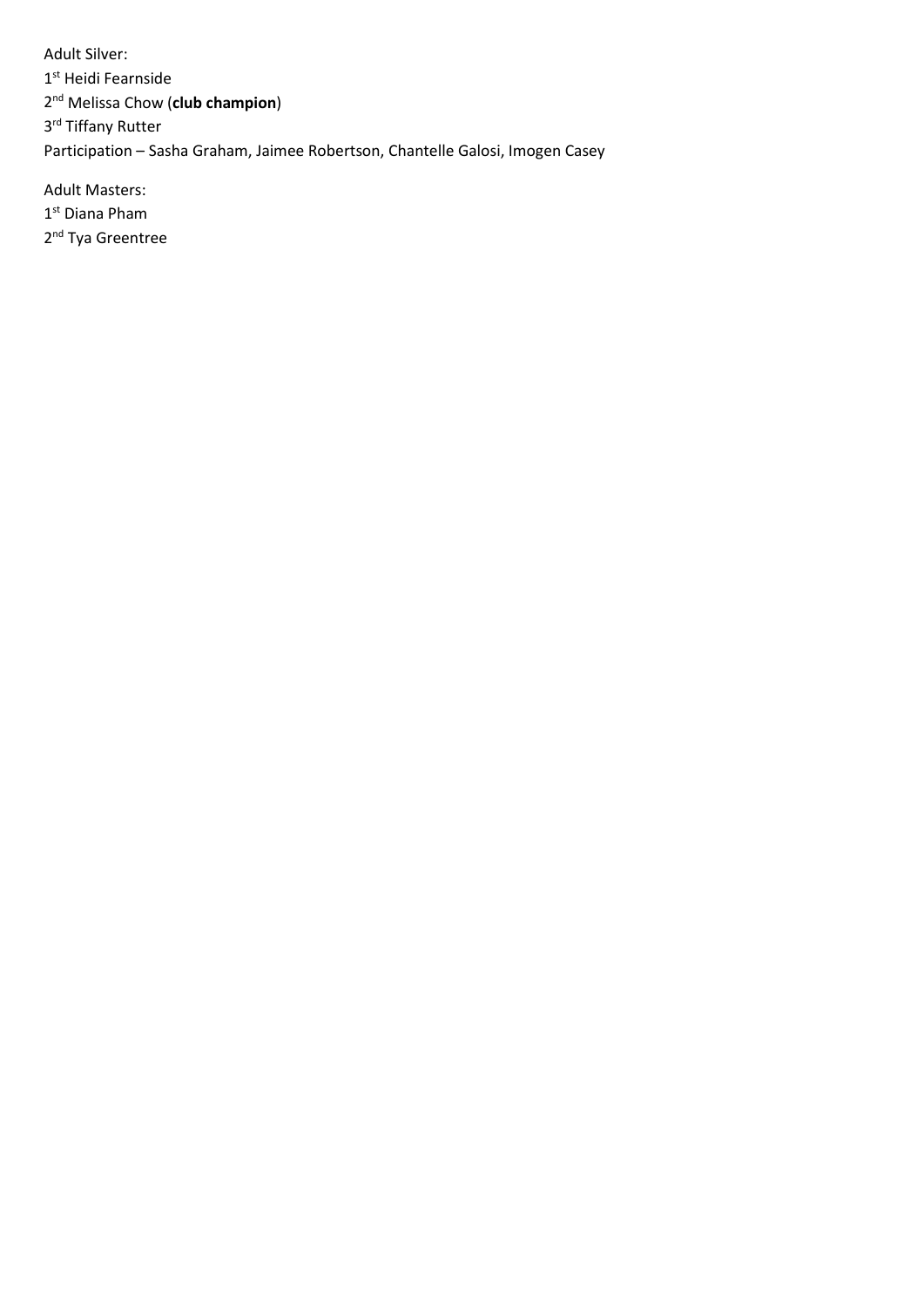Adult Silver:
1st Heidi Fearnside
2nd Melissa Chow (**club champion**)
3rd Tiffany Rutter
Participation – Sasha Graham, Jaimee Robertson, Chantelle Galosi, Imogen Casey

Adult Masters:
1st Diana Pham
2nd Tya Greentree